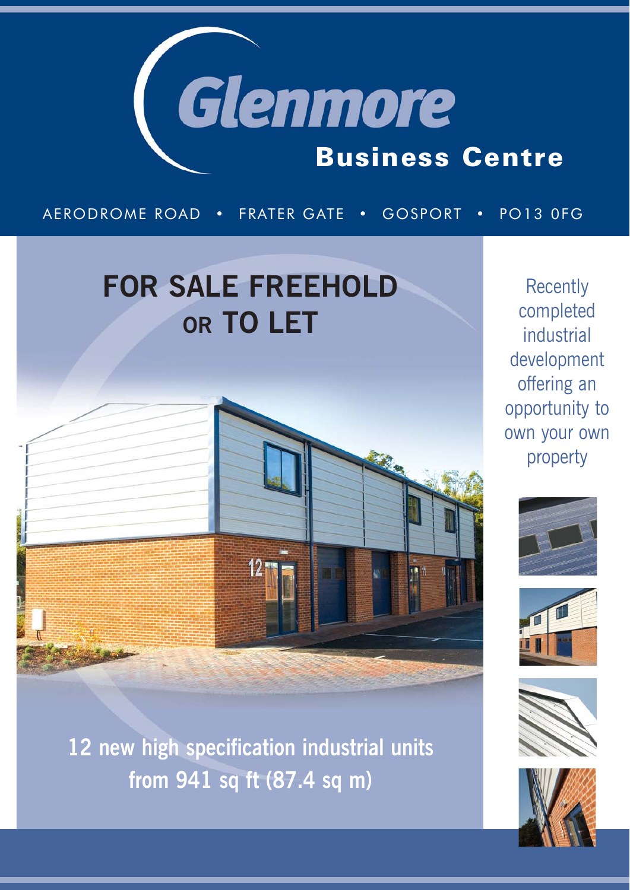# Glenmore

## Business Centre

AERODROME ROAD • FRATER GATE • GOSPORT • PO13 0FG

## FOR SALE FREEHOLD OR TO LET

Recently completed industrial development offering an opportunity to own your own property

**12 new high specification industrial units from 941 sq ft (87.4 sq m)**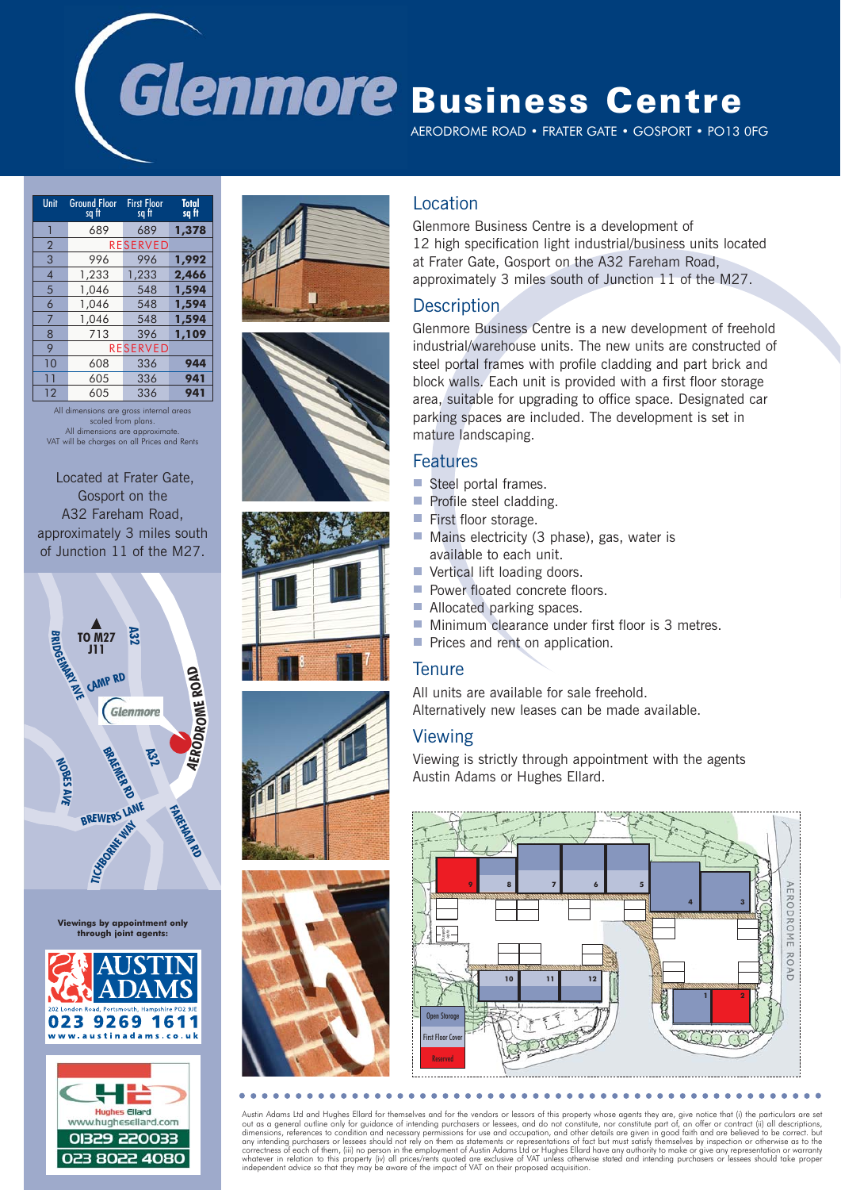# Glenmore Business Centre

AERODROME ROAD • FRATER GATE • GOSPORT • PO13 0FG

| Unit | Ground Floor sq ft | First Floor sq ft | Total sq ft |
|---|---|---|---|
| 1 | 689 | 689 | **1,378** |
| 2 | RESERVED | | |
| 3 | 996 | 996 | **1,992** |
| 4 | 1,233 | 1,233 | **2,466** |
| 5 | 1,046 | 548 | **1,594** |
| 6 | 1,046 | 548 | **1,594** |
| 7 | 1,046 | 548 | **1,594** |
| 8 | 713 | 396 | **1,109** |
| 9 | RESERVED | | |
| 10 | 608 | 336 | **944** |
| 11 | 605 | 336 | **941** |
| 12 | 605 | 336 | **941** |

All dimensions are gross internal areas scaled from plans.
All dimensions are approximate.
VAT will be charges on all Prices and Rents

Located at Frater Gate, Gosport on the A32 Fareham Road, approximately 3 miles south of Junction 11 of the M27.

TO M27 J11
A32
BRIDGEMARY AVE
CAMP RD
Glenmore
AERODROME ROAD
BRAEMER RD
A32
NOBES AVE
BREWERS LANE
TICHBORNE WAY
FAREHAM RD

**Viewings by appointment only through joint agents:**

AUSTIN ADAMS
202 London Road, Portsmouth, Hampshire PO2 9JE
023 9269 1611
www.austinadams.co.uk

Hughes Ellard
www.hughesellard.com
01329 220033
023 8022 4080

## Location

Glenmore Business Centre is a development of 12 high specification light industrial/business units located at Frater Gate, Gosport on the A32 Fareham Road, approximately 3 miles south of Junction 11 of the M27.

## Description

Glenmore Business Centre is a new development of freehold industrial/warehouse units. The new units are constructed of steel portal frames with profile cladding and part brick and block walls. Each unit is provided with a first floor storage area, suitable for upgrading to office space. Designated car parking spaces are included. The development is set in mature landscaping.

## Features

- Steel portal frames.
- Profile steel cladding.
- First floor storage.
- Mains electricity (3 phase), gas, water is available to each unit.
- Vertical lift loading doors.
- Power floated concrete floors.
- Allocated parking spaces.
- Minimum clearance under first floor is 3 metres.
- Prices and rent on application.

## Tenure

All units are available for sale freehold.
Alternatively new leases can be made available.

## Viewing

Viewing is strictly through appointment with the agents Austin Adams or Hughes Ellard.

9 8 7 6 5 4 3
10 11 12
1 2
AERODROME ROAD
Open Storage
First Floor Cover
Reserved

Austin Adams Ltd and Hughes Ellard for themselves and for the vendors or lessors of this property whose agents they are, give notice that (i) the particulars are set out as a general outline only for guidance of intending purchasers or lessees, and do not constitute, nor constitute part of, an offer or contract (ii) all descriptions, dimensions, references to condition and necessary permissions for use and occupation, and other details are given in good faith and are believed to be correct. but any intending purchasers or lessees should not rely on them as statements or representations of fact but must satisfy themselves by inspection or otherwise as to the correctness of each of them, (iii) no person in the employment of Austin Adams Ltd or Hughes Ellard have any authority to make or give any representation or warranty whatever in relation to this property (iv) all prices/rents quoted are exclusive of VAT unless otherwise stated and intending purchasers or lessees should take proper independent advice so that they may be aware of the impact of VAT on their proposed acquisition.